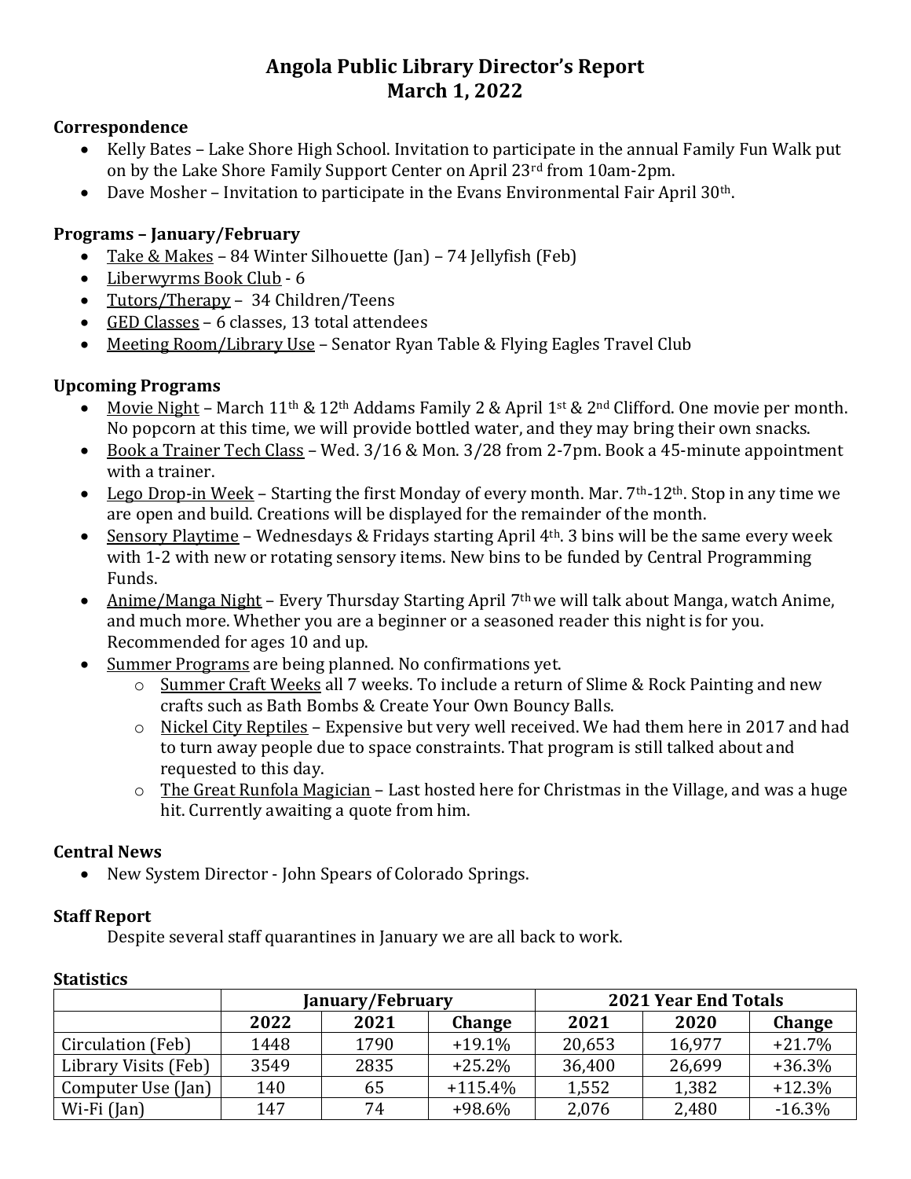# Angola Public Library Director's Report
## March 1, 2022

### Correspondence

- Kelly Bates – Lake Shore High School. Invitation to participate in the annual Family Fun Walk put on by the Lake Shore Family Support Center on April 23rd from 10am-2pm.
- Dave Mosher – Invitation to participate in the Evans Environmental Fair April 30th.

### Programs – January/February

- Take & Makes – 84 Winter Silhouette (Jan) – 74 Jellyfish (Feb)
- Liberwyrms Book Club - 6
- Tutors/Therapy – 34 Children/Teens
- GED Classes – 6 classes, 13 total attendees
- Meeting Room/Library Use – Senator Ryan Table & Flying Eagles Travel Club

### Upcoming Programs

- Movie Night – March 11th & 12th Addams Family 2 & April 1st & 2nd Clifford. One movie per month. No popcorn at this time, we will provide bottled water, and they may bring their own snacks.
- Book a Trainer Tech Class – Wed. 3/16 & Mon. 3/28 from 2-7pm. Book a 45-minute appointment with a trainer.
- Lego Drop-in Week – Starting the first Monday of every month. Mar. 7th-12th. Stop in any time we are open and build. Creations will be displayed for the remainder of the month.
- Sensory Playtime – Wednesdays & Fridays starting April 4th. 3 bins will be the same every week with 1-2 with new or rotating sensory items. New bins to be funded by Central Programming Funds.
- Anime/Manga Night – Every Thursday Starting April 7th we will talk about Manga, watch Anime, and much more. Whether you are a beginner or a seasoned reader this night is for you. Recommended for ages 10 and up.
- Summer Programs are being planned. No confirmations yet.
  - Summer Craft Weeks all 7 weeks. To include a return of Slime & Rock Painting and new crafts such as Bath Bombs & Create Your Own Bouncy Balls.
  - Nickel City Reptiles – Expensive but very well received. We had them here in 2017 and had to turn away people due to space constraints. That program is still talked about and requested to this day.
  - The Great Runfola Magician – Last hosted here for Christmas in the Village, and was a huge hit. Currently awaiting a quote from him.

### Central News

- New System Director - John Spears of Colorado Springs.

### Staff Report

Despite several staff quarantines in January we are all back to work.

### Statistics

| | January/February | | | 2021 Year End Totals | | |
|---|---|---|---|---|---|---|
| | 2022 | 2021 | Change | 2021 | 2020 | Change |
| Circulation (Feb) | 1448 | 1790 | +19.1% | 20,653 | 16,977 | +21.7% |
| Library Visits (Feb) | 3549 | 2835 | +25.2% | 36,400 | 26,699 | +36.3% |
| Computer Use (Jan) | 140 | 65 | +115.4% | 1,552 | 1,382 | +12.3% |
| Wi-Fi (Jan) | 147 | 74 | +98.6% | 2,076 | 2,480 | -16.3% |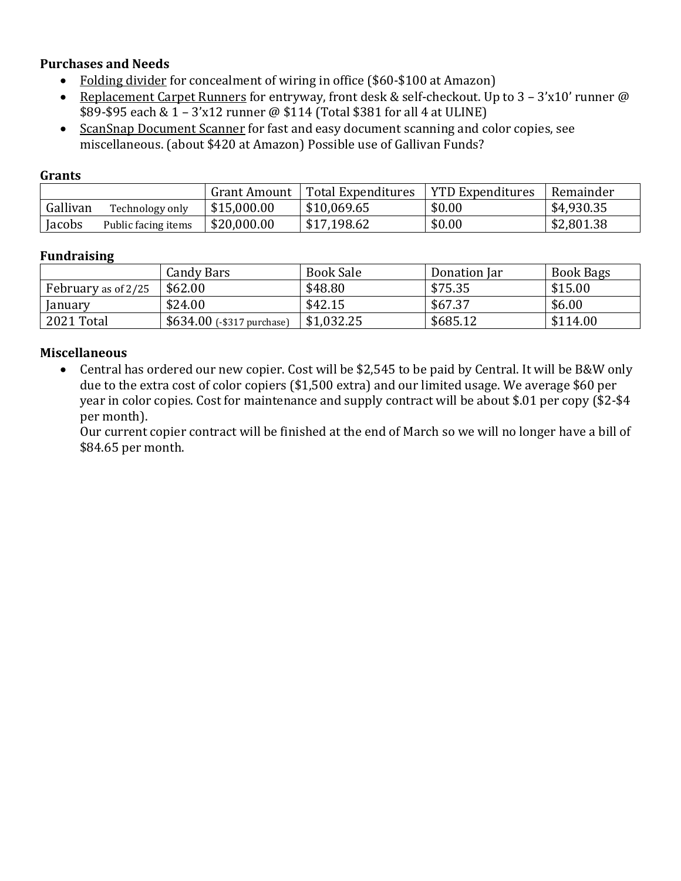**Purchases and Needs**

- <u>Folding divider</u> for concealment of wiring in office ($60-$100 at Amazon)
- <u>Replacement Carpet Runners</u> for entryway, front desk & self-checkout. Up to 3 – 3'x10' runner @ $89-$95 each & 1 – 3'x12 runner @ $114 (Total $381 for all 4 at ULINE)
- <u>ScanSnap Document Scanner</u> for fast and easy document scanning and color copies, see miscellaneous. (about $420 at Amazon) Possible use of Gallivan Funds?

**Grants**

| | Grant Amount | Total Expenditures | YTD Expenditures | Remainder |
|---|---|---|---|---|
| Gallivan Technology only | $15,000.00 | $10,069.65 | $0.00 | $4,930.35 |
| Jacobs Public facing items | $20,000.00 | $17,198.62 | $0.00 | $2,801.38 |

**Fundraising**

| | Candy Bars | Book Sale | Donation Jar | Book Bags |
|---|---|---|---|---|
| February as of 2/25 | $62.00 | $48.80 | $75.35 | $15.00 |
| January | $24.00 | $42.15 | $67.37 | $6.00 |
| 2021 Total | $634.00 (-$317 purchase) | $1,032.25 | $685.12 | $114.00 |

**Miscellaneous**

- Central has ordered our new copier. Cost will be $2,545 to be paid by Central. It will be B&W only due to the extra cost of color copiers ($1,500 extra) and our limited usage. We average $60 per year in color copies. Cost for maintenance and supply contract will be about $.01 per copy ($2-$4 per month).
  Our current copier contract will be finished at the end of March so we will no longer have a bill of $84.65 per month.